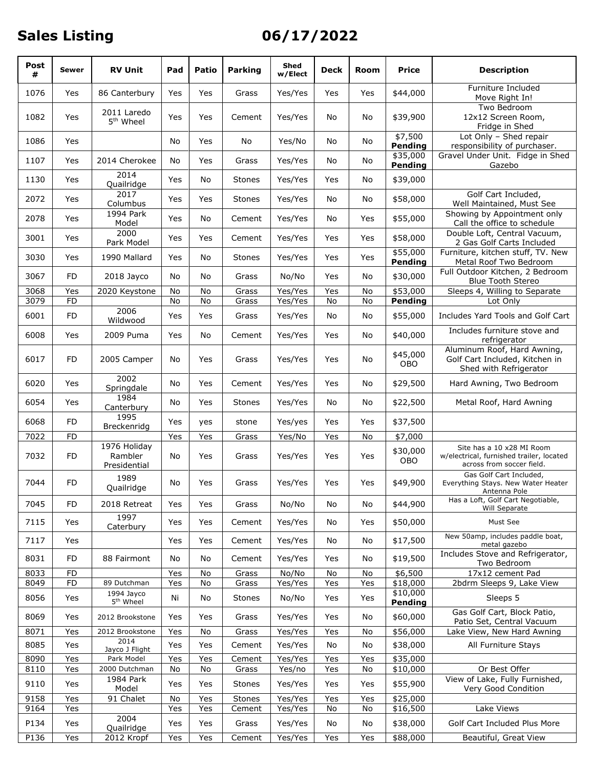# Sales Listing 06/17/2022

| Post # | Sewer | RV Unit | Pad | Patio | Parking | Shed w/Elect | Deck | Room | Price | Description |
|---|---|---|---|---|---|---|---|---|---|---|
| 1076 | Yes | 86 Canterbury | Yes | Yes | Grass | Yes/Yes | Yes | Yes | $44,000 | Furniture Included Move Right In! |
| 1082 | Yes | 2011 Laredo 5th Wheel | Yes | Yes | Cement | Yes/Yes | No | No | $39,900 | Two Bedroom 12x12 Screen Room, Fridge in Shed |
| 1086 | Yes | | No | Yes | No | Yes/No | No | No | $7,500 **Pending** | Lot Only – Shed repair responsibility of purchaser. |
| 1107 | Yes | 2014 Cherokee | No | Yes | Grass | Yes/Yes | No | No | $35,000 **Pending** | Gravel Under Unit. Fidge in Shed Gazebo |
| 1130 | Yes | 2014 Quailridge | Yes | No | Stones | Yes/Yes | Yes | No | $39,000 | |
| 2072 | Yes | 2017 Columbus | Yes | Yes | Stones | Yes/Yes | No | No | $58,000 | Golf Cart Included, Well Maintained, Must See |
| 2078 | Yes | 1994 Park Model | Yes | No | Cement | Yes/Yes | No | Yes | $55,000 | Showing by Appointment only Call the office to schedule |
| 3001 | Yes | 2000 Park Model | Yes | Yes | Cement | Yes/Yes | Yes | Yes | $58,000 | Double Loft, Central Vacuum, 2 Gas Golf Carts Included |
| 3030 | Yes | 1990 Mallard | Yes | No | Stones | Yes/Yes | Yes | Yes | $55,000 **Pending** | Furniture, kitchen stuff, TV. New Metal Roof Two Bedroom |
| 3067 | FD | 2018 Jayco | No | No | Grass | No/No | Yes | No | $30,000 | Full Outdoor Kitchen, 2 Bedroom Blue Tooth Stereo |
| 3068 | Yes | 2020 Keystone | No | No | Grass | Yes/Yes | Yes | No | $53,000 | Sleeps 4, Willing to Separate |
| 3079 | FD | | No | No | Grass | Yes/Yes | No | No | **Pending** | Lot Only |
| 6001 | FD | 2006 Wildwood | Yes | Yes | Grass | Yes/Yes | No | No | $55,000 | Includes Yard Tools and Golf Cart |
| 6008 | Yes | 2009 Puma | Yes | No | Cement | Yes/Yes | Yes | No | $40,000 | Includes furniture stove and refrigerator |
| 6017 | FD | 2005 Camper | No | Yes | Grass | Yes/Yes | Yes | No | $45,000 OBO | Aluminum Roof, Hard Awning, Golf Cart Included, Kitchen in Shed with Refrigerator |
| 6020 | Yes | 2002 Springdale | No | Yes | Cement | Yes/Yes | Yes | No | $29,500 | Hard Awning, Two Bedroom |
| 6054 | Yes | 1984 Canterbury | No | Yes | Stones | Yes/Yes | No | No | $22,500 | Metal Roof, Hard Awning |
| 6068 | FD | 1995 Breckenridg | Yes | yes | stone | Yes/yes | Yes | Yes | $37,500 | |
| 7022 | FD | | Yes | Yes | Grass | Yes/No | Yes | No | $7,000 | |
| 7032 | FD | 1976 Holiday Rambler Presidential | No | Yes | Grass | Yes/Yes | Yes | Yes | $30,000 OBO | Site has a 10 x28 MI Room w/electrical, furnished trailer, located across from soccer field. |
| 7044 | FD | 1989 Quailridge | No | Yes | Grass | Yes/Yes | Yes | Yes | $49,900 | Gas Golf Cart Included, Everything Stays. New Water Heater Antenna Pole |
| 7045 | FD | 2018 Retreat | Yes | Yes | Grass | No/No | No | No | $44,900 | Has a Loft, Golf Cart Negotiable, Will Separate |
| 7115 | Yes | 1997 Caterbury | Yes | Yes | Cement | Yes/Yes | No | Yes | $50,000 | Must See |
| 7117 | Yes | | Yes | Yes | Cement | Yes/Yes | No | No | $17,500 | New 50amp, includes paddle boat, metal gazebo |
| 8031 | FD | 88 Fairmont | No | No | Cement | Yes/Yes | Yes | No | $19,500 | Includes Stove and Refrigerator, Two Bedroom |
| 8033 | FD | | Yes | No | Grass | No/No | No | No | $6,500 | 17x12 cement Pad |
| 8049 | FD | 89 Dutchman | Yes | No | Grass | Yes/Yes | Yes | Yes | $18,000 | 2bdrm Sleeps 9, Lake View |
| 8056 | Yes | 1994 Jayco 5th Wheel | Ni | No | Stones | No/No | Yes | Yes | $10,000 **Pending** | Sleeps 5 |
| 8069 | Yes | 2012 Brookstone | Yes | Yes | Grass | Yes/Yes | Yes | No | $60,000 | Gas Golf Cart, Block Patio, Patio Set, Central Vacuum |
| 8071 | Yes | 2012 Brookstone | Yes | No | Grass | Yes/Yes | Yes | No | $56,000 | Lake View, New Hard Awning |
| 8085 | Yes | 2014 Jayco J Flight | Yes | Yes | Cement | Yes/Yes | No | No | $38,000 | All Furniture Stays |
| 8090 | Yes | Park Model | Yes | Yes | Cement | Yes/Yes | Yes | Yes | $35,000 | |
| 8110 | Yes | 2000 Dutchman | No | No | Grass | Yes/no | Yes | No | $10,000 | Or Best Offer |
| 9110 | Yes | 1984 Park Model | Yes | Yes | Stones | Yes/Yes | Yes | Yes | $55,900 | View of Lake, Fully Furnished, Very Good Condition |
| 9158 | Yes | 91 Chalet | No | Yes | Stones | Yes/Yes | Yes | Yes | $25,000 | |
| 9164 | Yes | | Yes | Yes | Cement | Yes/Yes | No | No | $16,500 | Lake Views |
| P134 | Yes | 2004 Quailridge | Yes | Yes | Grass | Yes/Yes | No | No | $38,000 | Golf Cart Included Plus More |
| P136 | Yes | 2012 Kropf | Yes | Yes | Cement | Yes/Yes | Yes | Yes | $88,000 | Beautiful, Great View |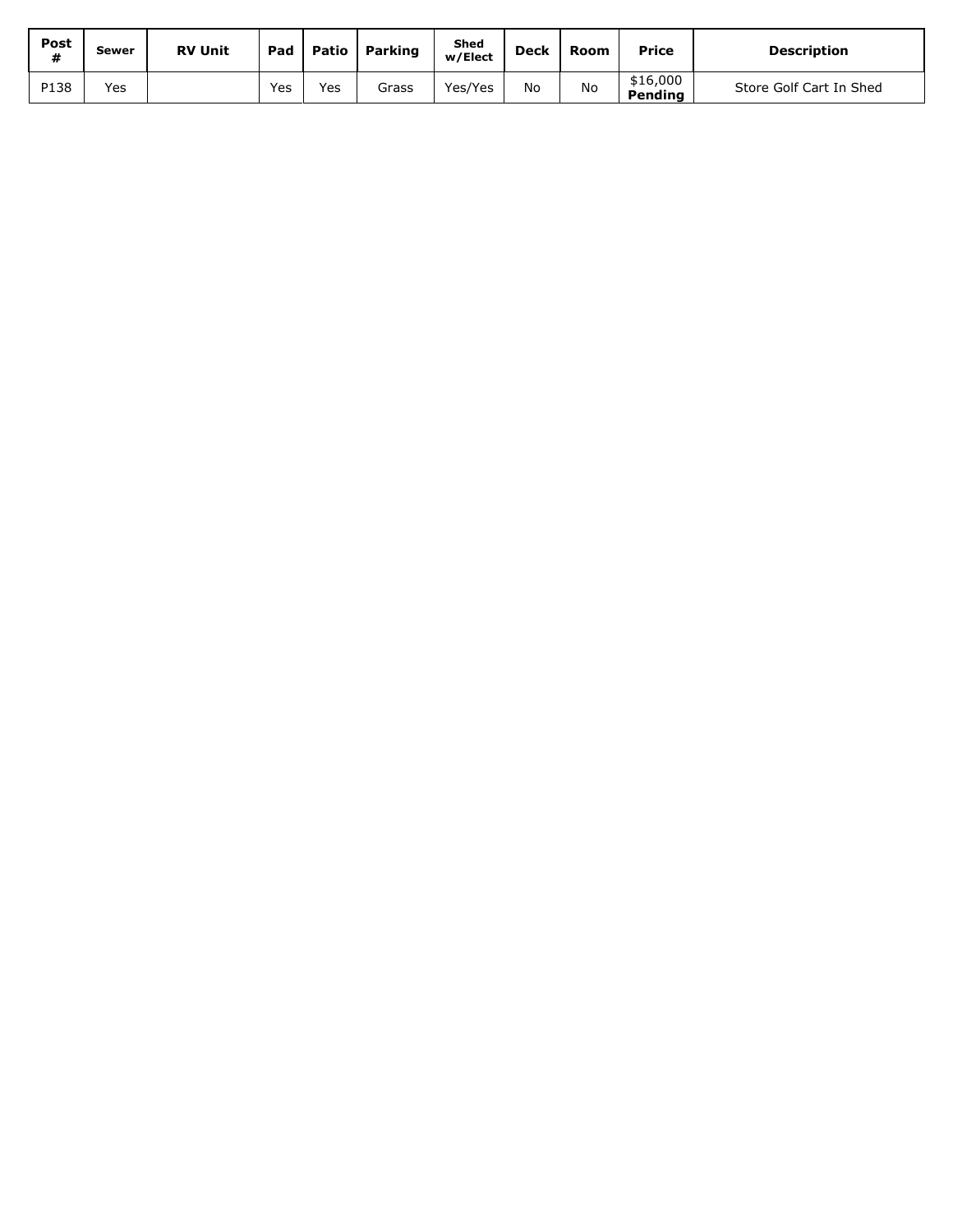| Post # | Sewer | RV Unit | Pad | Patio | Parking | Shed w/Elect | Deck | Room | Price | Description |
|---|---|---|---|---|---|---|---|---|---|---|
| P138 | Yes | | Yes | Yes | Grass | Yes/Yes | No | No | $16,000 **Pending** | Store Golf Cart In Shed |